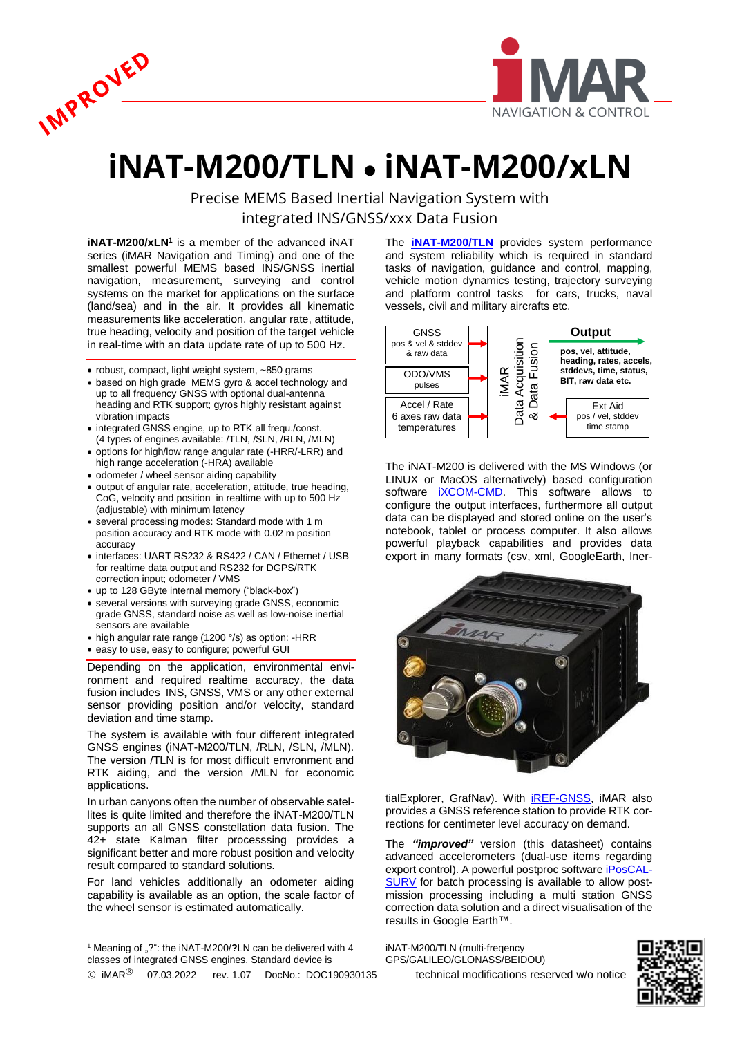IMPROVED

# iNAT-M200/TLN • iNAT-M200/xLN

Precise MEMS Based Inertial Navigation System with integrated INS/GNSS/xxx Data Fusion

**iNAT-M200/xLN**[1] is a member of the advanced iNAT series (iMAR Navigation and Timing) and one of the smallest powerful MEMS based INS/GNSS inertial navigation, measurement, surveying and control systems on the market for applications on the surface (land/sea) and in the air. It provides all kinematic measurements like acceleration, angular rate, attitude, true heading, velocity and position of the target vehicle in real-time with an data update rate of up to 500 Hz.

- robust, compact, light weight system, ~850 grams
- based on high grade MEMS gyro & accel technology and up to all frequency GNSS with optional dual-antenna heading and RTK support; gyros highly resistant against vibration impacts
- integrated GNSS engine, up to RTK all frequ./const. (4 types of engines available: /TLN, /SLN, /RLN, /MLN)
- options for high/low range angular rate (-HRR/-LRR) and high range acceleration (-HRA) available
- odometer / wheel sensor aiding capability
- output of angular rate, acceleration, attitude, true heading, CoG, velocity and position in realtime with up to 500 Hz (adjustable) with minimum latency
- several processing modes: Standard mode with 1 m position accuracy and RTK mode with 0.02 m position accuracy
- interfaces: UART RS232 & RS422 / CAN / Ethernet / USB for realtime data output and RS232 for DGPS/RTK correction input; odometer / VMS
- up to 128 GByte internal memory ("black-box")
- several versions with surveying grade GNSS, economic grade GNSS, standard noise as well as low-noise inertial sensors are available
- high angular rate range (1200 °/s) as option: -HRR
- easy to use, easy to configure; powerful GUI

Depending on the application, environmental environment and required realtime accuracy, the data fusion includes INS, GNSS, VMS or any other external sensor providing position and/or velocity, standard deviation and time stamp.

The system is available with four different integrated GNSS engines (iNAT-M200/TLN, /RLN, /SLN, /MLN). The version /TLN is for most difficult envronment and RTK aiding, and the version /MLN for economic applications.

In urban canyons often the number of observable satellites is quite limited and therefore the iNAT-M200/TLN supports an all GNSS constellation data fusion. The 42+ state Kalman filter processsing provides a significant better and more robust position and velocity result compared to standard solutions.

For land vehicles additionally an odometer aiding capability is available as an option, the scale factor of the wheel sensor is estimated automatically.

The **iNAT-M200/TLN** provides system performance and system reliability which is required in standard tasks of navigation, guidance and control, mapping, vehicle motion dynamics testing, trajectory surveying and platform control tasks for cars, trucks, naval vessels, civil and military aircrafts etc.

GNSS: pos & vel & stddev & raw data → iMAR Data Acquisition & Data Fusion
ODO/VMS: pulses → iMAR Data Acquisition & Data Fusion
Accel / Rate: 6 axes raw data, temperatures → iMAR Data Acquisition & Data Fusion
Ext Aid: pos / vel, stddev, time stamp → iMAR Data Acquisition & Data Fusion
**Output**: pos, vel, attitude, heading, rates, accels, stddevs, time, status, BIT, raw data etc.

The iNAT-M200 is delivered with the MS Windows (or LINUX or MacOS alternatively) based configuration software iXCOM-CMD. This software allows to configure the output interfaces, furthermore all output data can be displayed and stored online on the user's notebook, tablet or process computer. It also allows powerful playback capabilities and provides data export in many formats (csv, xml, GoogleEarth, InertialExplorer, GrafNav). With iREF-GNSS, iMAR also provides a GNSS reference station to provide RTK corrections for centimeter level accuracy on demand.

The ***"improved"*** version (this datasheet) contains advanced accelerometers (dual-use items regarding export control). A powerful postproc software iPosCAL-SURV for batch processing is available to allow post-mission processing including a multi station GNSS correction data solution and a direct visualisation of the results in Google Earth™.

[1] Meaning of „?": the iNAT-M200/**?**LN can be delivered with 4 classes of integrated GNSS engines. Standard device is iNAT-M200/**T**LN (multi-freqency GPS/GALILEO/GLONASS/BEIDOU)

© iMAR® 07.03.2022 rev. 1.07 DocNo.: DOC190930135 technical modifications reserved w/o notice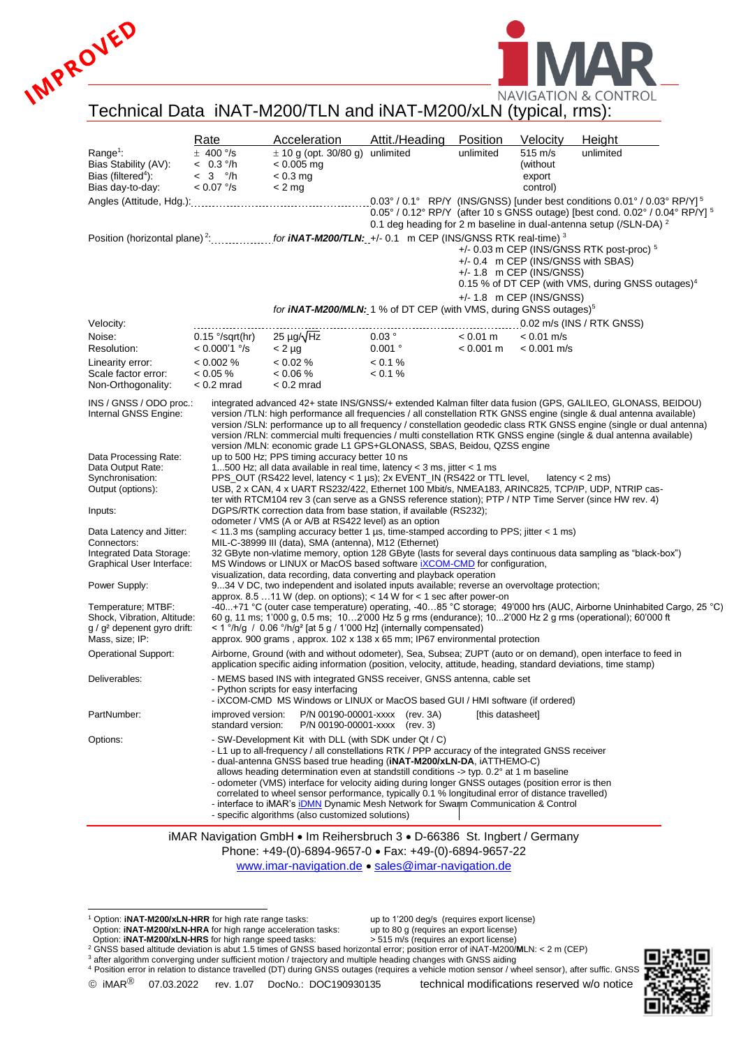IMPROVED

# Technical Data iNAT-M200/TLN and iNAT-M200/xLN (typical, rms):

| | Rate | Acceleration | Attit./Heading | Position | Velocity | Height |
|---|---|---|---|---|---|---|
| Range[1]: | ± 400 °/s | ± 10 g (opt. 30/80 g) | unlimited | unlimited | 515 m/s | unlimited |
| Bias Stability (AV): | < 0.3 °/h | < 0.005 mg | | | (without | |
| Bias (filtered[4]): | < 3 °/h | < 0.3 mg | | | export | |
| Bias day-to-day: | < 0.07 °/s | < 2 mg | | | control) | |

Angles (Attitude, Hdg.): 0.03° / 0.1° RP/Y (INS/GNSS) [under best conditions 0.01° / 0.03° RP/Y] [5]
0.05° / 0.12° RP/Y (after 10 s GNSS outage) [best cond. 0.02° / 0.04° RP/Y] [5]
0.1 deg heading for 2 m baseline in dual-antenna setup (/SLN-DA) [2]

Position (horizontal plane) [2]: *for **iNAT-M200/TLN:*** +/- 0.1 m CEP (INS/GNSS RTK real-time) [3]
+/- 0.03 m CEP (INS/GNSS RTK post-proc) [5]
+/- 0.4 m CEP (INS/GNSS with SBAS)
+/- 1.8 m CEP (INS/GNSS)
0.15 % of DT CEP (with VMS, during GNSS outages)[4]
+/- 1.8 m CEP (INS/GNSS)
*for **iNAT-M200/MLN:*** 1 % of DT CEP (with VMS, during GNSS outages)[5]

Velocity: 0.02 m/s (INS / RTK GNSS)

| | Rate | Acceleration | Attit./Heading | Position | Velocity |
|---|---|---|---|---|---|
| Noise: | 0.15 °/sqrt(hr) | 25 µg/$\sqrt{Hz}$ | 0.03 ° | < 0.01 m | < 0.01 m/s |
| Resolution: | < 0.000'1 °/s | < 2 µg | 0.001 ° | < 0.001 m | < 0.001 m/s |
| Linearity error: | < 0.002 % | < 0.02 % | < 0.1 % | | |
| Scale factor error: | < 0.05 % | < 0.06 % | < 0.1 % | | |
| Non-Orthogonality: | < 0.2 mrad | < 0.2 mrad | | | |

| | |
|---|---|
| INS / GNSS / ODO proc.: Internal GNSS Engine: | integrated advanced 42+ state INS/GNSS/+ extended Kalman filter data fusion (GPS, GALILEO, GLONASS, BEIDOU) version /TLN: high performance all frequencies / all constellation RTK GNSS engine (single & dual antenna available) version /SLN: performance up to all frequency / constellation geodedic class RTK GNSS engine (single or dual antenna) version /RLN: commercial multi frequencies / multi constellation RTK GNSS engine (single & dual antenna available) version /MLN: economic grade L1 GPS+GLONASS, SBAS, Beidou, QZSS engine |
| Data Processing Rate: | up to 500 Hz; PPS timing accuracy better 10 ns |
| Data Output Rate: | 1…500 Hz; all data available in real time, latency < 3 ms, jitter < 1 ms |
| Synchronisation: | PPS_OUT (RS422 level, latency < 1 µs); 2x EVENT_IN (RS422 or TTL level, latency < 2 ms) |
| Output (options): | USB, 2 x CAN, 4 x UART RS232/422, Ethernet 100 Mbit/s, NMEA183, ARINC825, TCP/IP, UDP, NTRIP caster with RTCM104 rev 3 (can serve as a GNSS reference station); PTP / NTP Time Server (since HW rev. 4) |
| Inputs: | DGPS/RTK correction data from base station, if available (RS232); odometer / VMS (A or A/B at RS422 level) as an option |
| Data Latency and Jitter: | < 11.3 ms (sampling accuracy better 1 µs, time-stamped according to PPS; jitter < 1 ms) |
| Connectors: | MIL-C-38999 III (data), SMA (antenna), M12 (Ethernet) |
| Integrated Data Storage: | 32 GByte non-vlatime memory, option 128 GByte (lasts for several days continuous data sampling as "black-box") |
| Graphical User Interface: | MS Windows or LINUX or MacOS based software iXCOM-CMD for configuration, visualization, data recording, data converting and playback operation |
| Power Supply: | 9...34 V DC, two independent and isolated inputs available; reverse an overvoltage protection; approx. 8.5 …11 W (dep. on options); < 14 W for < 1 sec after power-on |
| Temperature; MTBF: | -40...+71 °C (outer case temperature) operating, -40…85 °C storage; 49'000 hrs (AUC, Airborne Uninhabited Cargo, 25 °C) |
| Shock, Vibration, Altitude: | 60 g, 11 ms; 1'000 g, 0.5 ms; 10…2'000 Hz 5 g rms (endurance); 10...2'000 Hz 2 g rms (operational); 60'000 ft |
| g / g² depenent gyro drift: | < 1 °/h/g / 0.06 °/h/g² [at 5 g / 1'000 Hz] (internally compensated) |
| Mass, size; IP: | approx. 900 grams , approx. 102 x 138 x 65 mm; IP67 environmental protection |
| Operational Support: | Airborne, Ground (with and without odometer), Sea, Subsea; ZUPT (auto or on demand), open interface to feed in application specific aiding information (position, velocity, attitude, heading, standard deviations, time stamp) |
| Deliverables: | - MEMS based INS with integrated GNSS receiver, GNSS antenna, cable set<br>- Python scripts for easy interfacing<br>- iXCOM-CMD MS Windows or LINUX or MacOS based GUI / HMI software (if ordered) |
| PartNumber: | improved version: P/N 00190-00001-xxxx (rev. 3A) [this datasheet]<br>standard version: P/N 00190-00001-xxxx (rev. 3) |
| Options: | - SW-Development Kit with DLL (with SDK under Qt / C)<br>- L1 up to all-frequency / all constellations RTK / PPP accuracy of the integrated GNSS receiver<br>- dual-antenna GNSS based true heading (**iNAT-M200/xLN-DA**, iATTHEMO-C) allows heading determination even at standstill conditions -> typ. 0.2° at 1 m baseline<br>- odometer (VMS) interface for velocity aiding during longer GNSS outages (position error is then correlated to wheel sensor performance, typically 0.1 % longitudinal error of distance travelled)<br>- interface to iMAR's iDMN Dynamic Mesh Network for Swarm Communication & Control<br>- specific algorithms (also customized solutions) |

iMAR Navigation GmbH • Im Reihersbruch 3 • D-66386 St. Ingbert / Germany
Phone: +49-(0)-6894-9657-0 • Fax: +49-(0)-6894-9657-22
www.imar-navigation.de • sales@imar-navigation.de

[1] Option: **iNAT-M200/xLN-HRR** for high rate range tasks: up to 1'200 deg/s (requires export license)
Option: **iNAT-M200/xLN-HRA** for high range acceleration tasks: up to 80 g (requires an export license)
Option: **iNAT-M200/xLN-HRS** for high range speed tasks: > 515 m/s (requires an export license)
[2] GNSS based altitude deviation is abut 1.5 times of GNSS based horizontal error; position error of iNAT-M200/**M**LN: < 2 m (CEP)
[3] after algorithm converging under sufficient motion / trajectory and multiple heading changes with GNSS aiding
[4] Position error in relation to distance travelled (DT) during GNSS outages (requires a vehicle motion sensor / wheel sensor), after suffic. GNSS

© iMAR® 07.03.2022 rev. 1.07 DocNo.: DOC190930135 technical modifications reserved w/o notice